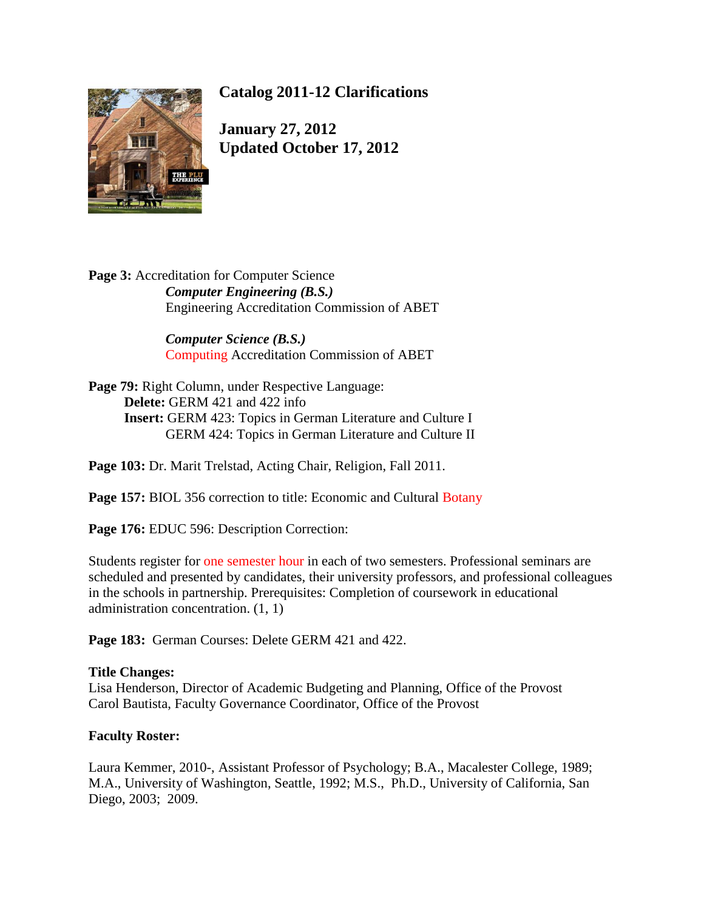# Catalog 2011-12 Clarifications

**January 27, 2012**
**Updated October 17, 2012**

**Page 3:** Accreditation for Computer Science

***Computer Engineering (B.S.)***
Engineering Accreditation Commission of ABET

***Computer Science (B.S.)***
Computing Accreditation Commission of ABET

**Page 79:** Right Column, under Respective Language:

**Delete:** GERM 421 and 422 info
**Insert:** GERM 423: Topics in German Literature and Culture I
GERM 424: Topics in German Literature and Culture II

**Page 103:** Dr. Marit Trelstad, Acting Chair, Religion, Fall 2011.

**Page 157:** BIOL 356 correction to title: Economic and Cultural Botany

**Page 176:** EDUC 596: Description Correction:

Students register for one semester hour in each of two semesters. Professional seminars are scheduled and presented by candidates, their university professors, and professional colleagues in the schools in partnership. Prerequisites: Completion of coursework in educational administration concentration. (1, 1)

**Page 183:** German Courses: Delete GERM 421 and 422.

**Title Changes:**
Lisa Henderson, Director of Academic Budgeting and Planning, Office of the Provost
Carol Bautista, Faculty Governance Coordinator, Office of the Provost

**Faculty Roster:**

Laura Kemmer, 2010-, Assistant Professor of Psychology; B.A., Macalester College, 1989; M.A., University of Washington, Seattle, 1992; M.S., Ph.D., University of California, San Diego, 2003; 2009.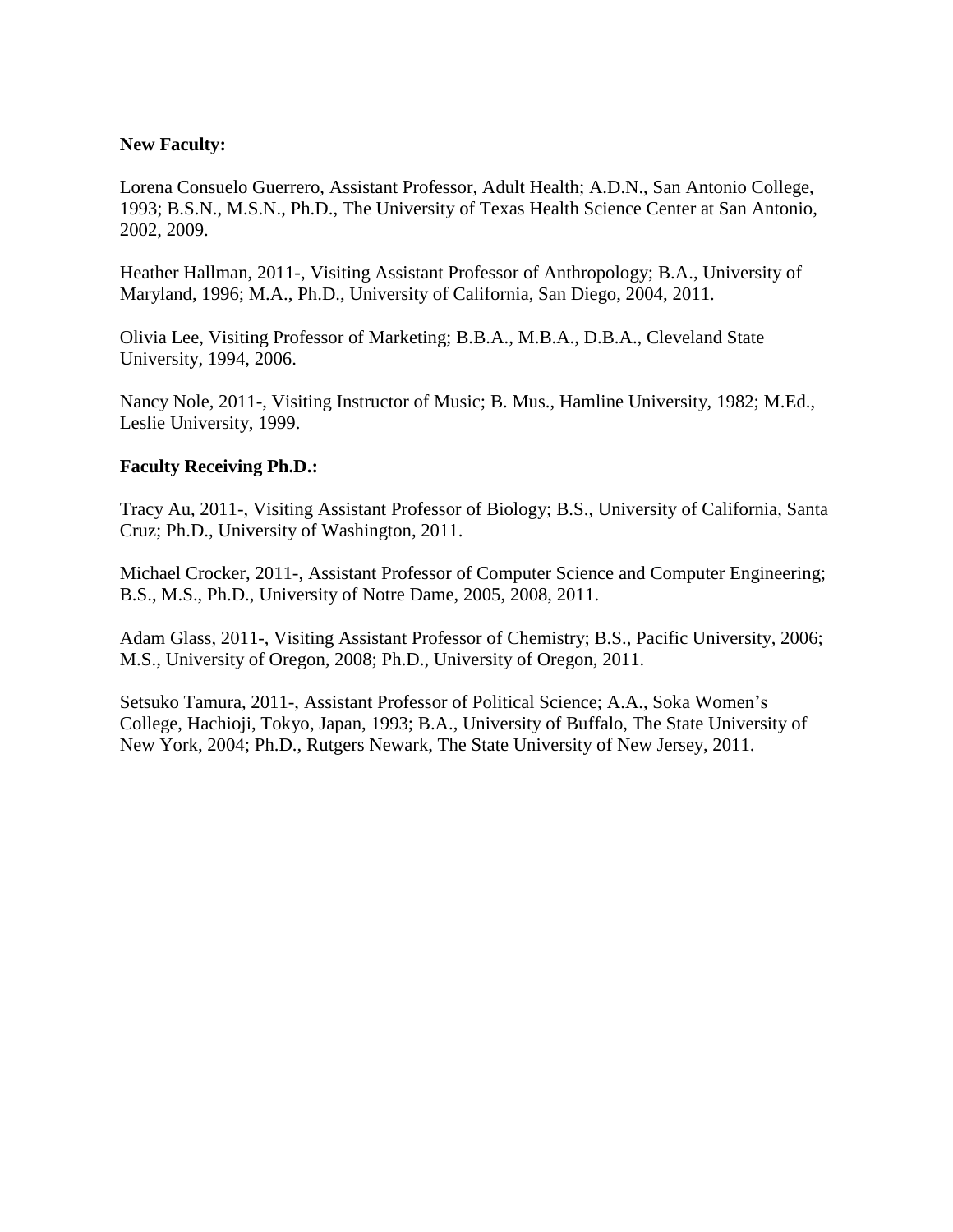**New Faculty:**

Lorena Consuelo Guerrero, Assistant Professor, Adult Health; A.D.N., San Antonio College, 1993; B.S.N., M.S.N., Ph.D., The University of Texas Health Science Center at San Antonio, 2002, 2009.

Heather Hallman, 2011-, Visiting Assistant Professor of Anthropology; B.A., University of Maryland, 1996; M.A., Ph.D., University of California, San Diego, 2004, 2011.

Olivia Lee, Visiting Professor of Marketing; B.B.A., M.B.A., D.B.A., Cleveland State University, 1994, 2006.

Nancy Nole, 2011-, Visiting Instructor of Music; B. Mus., Hamline University, 1982; M.Ed., Leslie University, 1999.

**Faculty Receiving Ph.D.:**

Tracy Au, 2011-, Visiting Assistant Professor of Biology; B.S., University of California, Santa Cruz; Ph.D., University of Washington, 2011.

Michael Crocker, 2011-, Assistant Professor of Computer Science and Computer Engineering; B.S., M.S., Ph.D., University of Notre Dame, 2005, 2008, 2011.

Adam Glass, 2011-, Visiting Assistant Professor of Chemistry; B.S., Pacific University, 2006; M.S., University of Oregon, 2008; Ph.D., University of Oregon, 2011.

Setsuko Tamura, 2011-, Assistant Professor of Political Science; A.A., Soka Women's College, Hachioji, Tokyo, Japan, 1993; B.A., University of Buffalo, The State University of New York, 2004; Ph.D., Rutgers Newark, The State University of New Jersey, 2011.